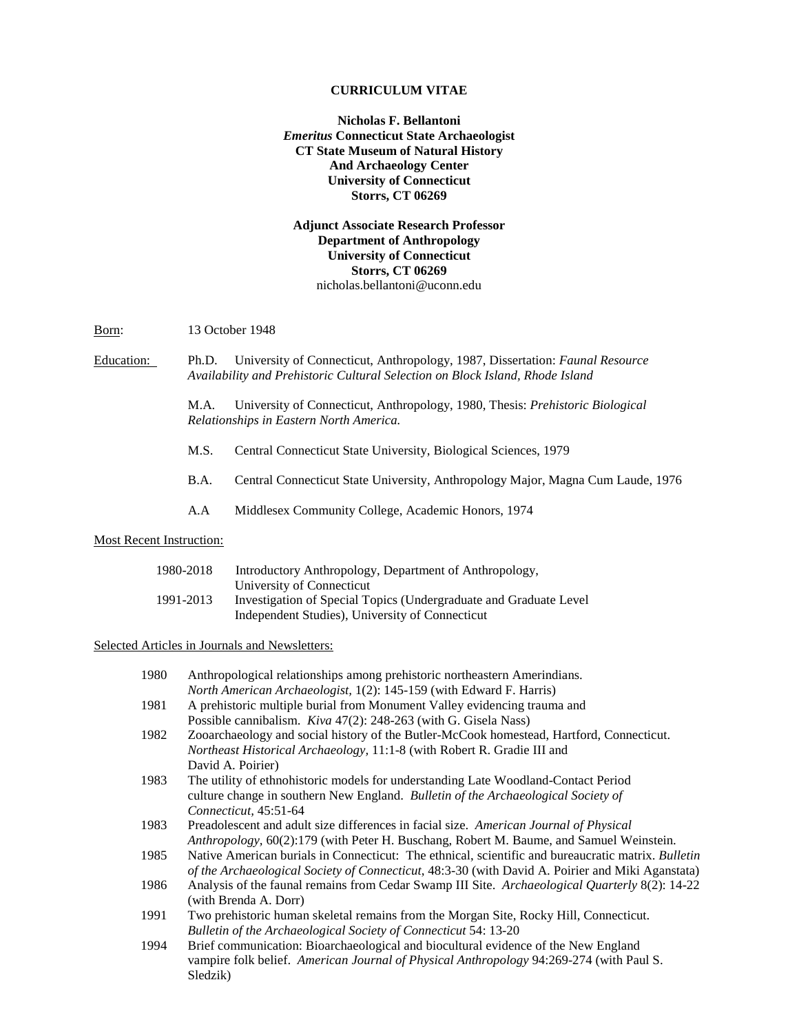**CURRICULUM VITAE**

**Nicholas F. Bellantoni**
***Emeritus* Connecticut State Archaeologist**
**CT State Museum of Natural History**
**And Archaeology Center**
**University of Connecticut**
**Storrs, CT 06269**

**Adjunct Associate Research Professor**
**Department of Anthropology**
**University of Connecticut**
**Storrs, CT 06269**
nicholas.bellantoni@uconn.edu

Born: 13 October 1948

Education:

Ph.D. University of Connecticut, Anthropology, 1987, Dissertation: *Faunal Resource Availability and Prehistoric Cultural Selection on Block Island, Rhode Island*

M.A. University of Connecticut, Anthropology, 1980, Thesis: *Prehistoric Biological Relationships in Eastern North America.*

M.S. Central Connecticut State University, Biological Sciences, 1979

B.A. Central Connecticut State University, Anthropology Major, Magna Cum Laude, 1976

A.A Middlesex Community College, Academic Honors, 1974

Most Recent Instruction:

1980-2018 Introductory Anthropology, Department of Anthropology, University of Connecticut

1991-2013 Investigation of Special Topics (Undergraduate and Graduate Level Independent Studies), University of Connecticut

Selected Articles in Journals and Newsletters:

1980 Anthropological relationships among prehistoric northeastern Amerindians. *North American Archaeologist*, 1(2): 145-159 (with Edward F. Harris)

1981 A prehistoric multiple burial from Monument Valley evidencing trauma and Possible cannibalism. *Kiva* 47(2): 248-263 (with G. Gisela Nass)

1982 Zooarchaeology and social history of the Butler-McCook homestead, Hartford, Connecticut. *Northeast Historical Archaeology*, 11:1-8 (with Robert R. Gradie III and David A. Poirier)

1983 The utility of ethnohistoric models for understanding Late Woodland-Contact Period culture change in southern New England. *Bulletin of the Archaeological Society of Connecticut,* 45:51-64

1983 Preadolescent and adult size differences in facial size. *American Journal of Physical Anthropology*, 60(2):179 (with Peter H. Buschang, Robert M. Baume, and Samuel Weinstein.

1985 Native American burials in Connecticut: The ethnical, scientific and bureaucratic matrix. *Bulletin of the Archaeological Society of Connecticut*, 48:3-30 (with David A. Poirier and Miki Aganstata)

1986 Analysis of the faunal remains from Cedar Swamp III Site. *Archaeological Quarterly* 8(2): 14-22 (with Brenda A. Dorr)

1991 Two prehistoric human skeletal remains from the Morgan Site, Rocky Hill, Connecticut. *Bulletin of the Archaeological Society of Connecticut* 54: 13-20

1994 Brief communication: Bioarchaeological and biocultural evidence of the New England vampire folk belief. *American Journal of Physical Anthropology* 94:269-274 (with Paul S. Sledzik)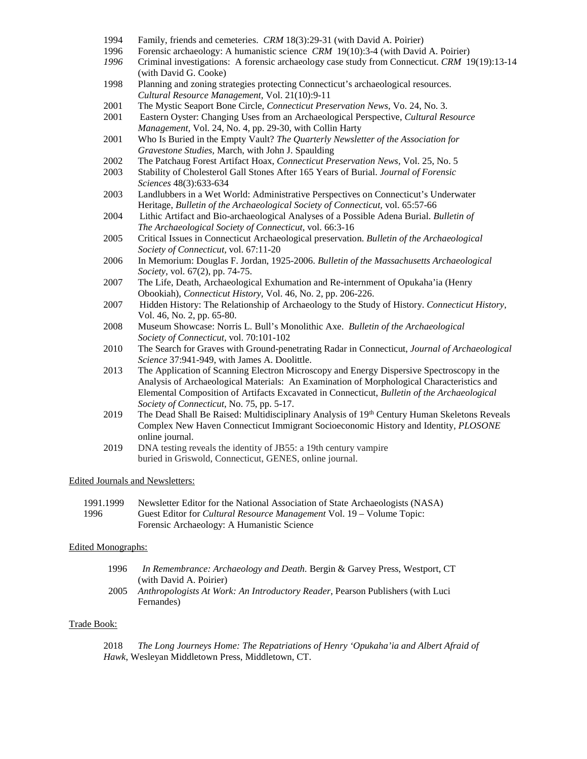1994 Family, friends and cemeteries. *CRM* 18(3):29-31 (with David A. Poirier)

1996 Forensic archaeology: A humanistic science *CRM* 19(10):3-4 (with David A. Poirier)

*1996* Criminal investigations: A forensic archaeology case study from Connecticut. *CRM* 19(19):13-14 (with David G. Cooke)

1998 Planning and zoning strategies protecting Connecticut's archaeological resources. *Cultural Resource Management*, Vol. 21(10):9-11

2001 The Mystic Seaport Bone Circle, *Connecticut Preservation News*, Vo. 24, No. 3.

2001 Eastern Oyster: Changing Uses from an Archaeological Perspective, *Cultural Resource Management*, Vol. 24, No. 4, pp. 29-30, with Collin Harty

2001 Who Is Buried in the Empty Vault? *The Quarterly Newsletter of the Association for Gravestone Studies*, March, with John J. Spaulding

2002 The Patchaug Forest Artifact Hoax, *Connecticut Preservation News*, Vol. 25, No. 5

2003 Stability of Cholesterol Gall Stones After 165 Years of Burial. *Journal of Forensic Sciences* 48(3):633-634

2003 Landlubbers in a Wet World: Administrative Perspectives on Connecticut's Underwater Heritage, *Bulletin of the Archaeological Society of Connecticut*, vol. 65:57-66

2004 Lithic Artifact and Bio-archaeological Analyses of a Possible Adena Burial. *Bulletin of The Archaeological Society of Connecticut*, vol. 66:3-16

2005 Critical Issues in Connecticut Archaeological preservation. *Bulletin of the Archaeological Society of Connecticut*, vol. 67:11-20

2006 In Memorium: Douglas F. Jordan, 1925-2006. *Bulletin of the Massachusetts Archaeological Society*, vol. 67(2), pp. 74-75.

2007 The Life, Death, Archaeological Exhumation and Re-internment of Opukaha'ia (Henry Obookiah), *Connecticut History*, Vol. 46, No. 2, pp. 206-226.

2007 Hidden History: The Relationship of Archaeology to the Study of History. *Connecticut History*, Vol. 46, No. 2, pp. 65-80.

2008 Museum Showcase: Norris L. Bull's Monolithic Axe. *Bulletin of the Archaeological Society of Connecticut*, vol. 70:101-102

2010 The Search for Graves with Ground-penetrating Radar in Connecticut, *Journal of Archaeological Science* 37:941-949, with James A. Doolittle.

2013 The Application of Scanning Electron Microscopy and Energy Dispersive Spectroscopy in the Analysis of Archaeological Materials: An Examination of Morphological Characteristics and Elemental Composition of Artifacts Excavated in Connecticut, *Bulletin of the Archaeological Society of Connecticut*, No. 75, pp. 5-17.

2019 The Dead Shall Be Raised: Multidisciplinary Analysis of 19th Century Human Skeletons Reveals Complex New Haven Connecticut Immigrant Socioeconomic History and Identity, *PLOSONE* online journal.

2019 DNA testing reveals the identity of JB55: a 19th century vampire buried in Griswold, Connecticut, GENES, online journal.

Edited Journals and Newsletters:

1991.1999 Newsletter Editor for the National Association of State Archaeologists (NASA)

1996 Guest Editor for *Cultural Resource Management* Vol. 19 – Volume Topic: Forensic Archaeology: A Humanistic Science

Edited Monographs:

1996 *In Remembrance: Archaeology and Death.* Bergin & Garvey Press, Westport, CT (with David A. Poirier)

2005 *Anthropologists At Work: An Introductory Reader*, Pearson Publishers (with Luci Fernandes)

Trade Book:

2018 *The Long Journeys Home: The Repatriations of Henry 'Opukaha'ia and Albert Afraid of Hawk*, Wesleyan Middletown Press, Middletown, CT.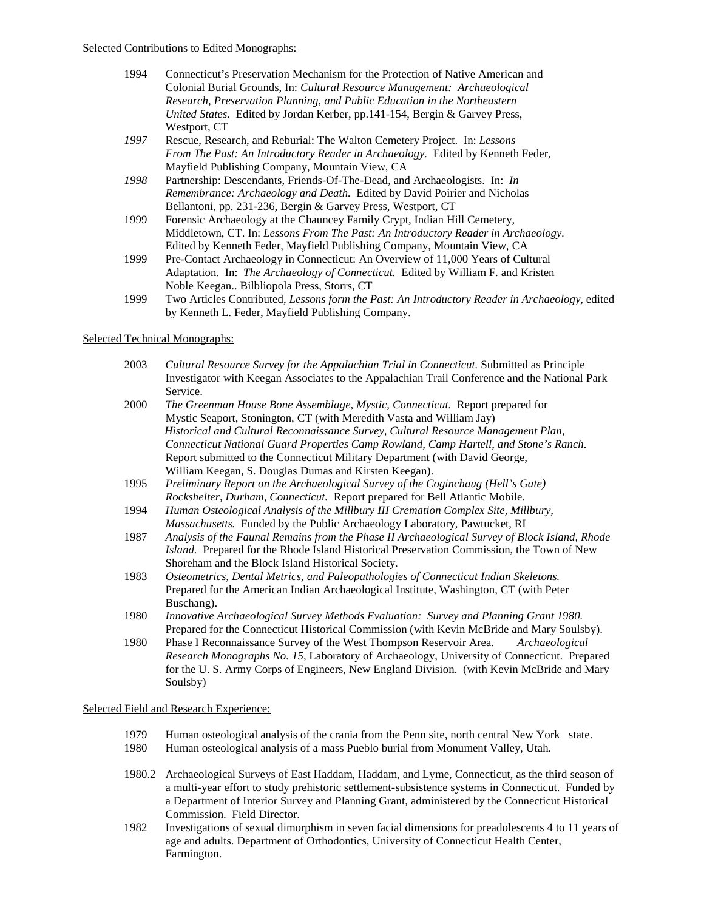Selected Contributions to Edited Monographs:

1994 Connecticut's Preservation Mechanism for the Protection of Native American and Colonial Burial Grounds, In: *Cultural Resource Management: Archaeological Research, Preservation Planning, and Public Education in the Northeastern United States.* Edited by Jordan Kerber, pp.141-154, Bergin & Garvey Press, Westport, CT

*1997* Rescue, Research, and Reburial: The Walton Cemetery Project. In: *Lessons From The Past: An Introductory Reader in Archaeology.* Edited by Kenneth Feder, Mayfield Publishing Company, Mountain View, CA

*1998* Partnership: Descendants, Friends-Of-The-Dead, and Archaeologists. In: *In Remembrance: Archaeology and Death.* Edited by David Poirier and Nicholas Bellantoni, pp. 231-236, Bergin & Garvey Press, Westport, CT

1999 Forensic Archaeology at the Chauncey Family Crypt, Indian Hill Cemetery, Middletown, CT. In: *Lessons From The Past: An Introductory Reader in Archaeology.* Edited by Kenneth Feder, Mayfield Publishing Company, Mountain View, CA

1999 Pre-Contact Archaeology in Connecticut: An Overview of 11,000 Years of Cultural Adaptation. In: *The Archaeology of Connecticut.* Edited by William F. and Kristen Noble Keegan.. Bilbliopola Press, Storrs, CT

1999 Two Articles Contributed, *Lessons form the Past: An Introductory Reader in Archaeology,* edited by Kenneth L. Feder, Mayfield Publishing Company.

Selected Technical Monographs:

2003 *Cultural Resource Survey for the Appalachian Trial in Connecticut.* Submitted as Principle Investigator with Keegan Associates to the Appalachian Trail Conference and the National Park Service.

2000 *The Greenman House Bone Assemblage, Mystic, Connecticut.* Report prepared for Mystic Seaport, Stonington, CT (with Meredith Vasta and William Jay)
*Historical and Cultural Reconnaissance Survey, Cultural Resource Management Plan, Connecticut National Guard Properties Camp Rowland, Camp Hartell, and Stone's Ranch.* Report submitted to the Connecticut Military Department (with David George, William Keegan, S. Douglas Dumas and Kirsten Keegan).

1995 *Preliminary Report on the Archaeological Survey of the Coginchaug (Hell's Gate) Rockshelter, Durham, Connecticut.* Report prepared for Bell Atlantic Mobile.

1994 *Human Osteological Analysis of the Millbury III Cremation Complex Site, Millbury, Massachusetts.* Funded by the Public Archaeology Laboratory, Pawtucket, RI

1987 *Analysis of the Faunal Remains from the Phase II Archaeological Survey of Block Island, Rhode Island.* Prepared for the Rhode Island Historical Preservation Commission, the Town of New Shoreham and the Block Island Historical Society.

1983 *Osteometrics, Dental Metrics, and Paleopathologies of Connecticut Indian Skeletons.* Prepared for the American Indian Archaeological Institute, Washington, CT (with Peter Buschang).

1980 *Innovative Archaeological Survey Methods Evaluation: Survey and Planning Grant 1980.* Prepared for the Connecticut Historical Commission (with Kevin McBride and Mary Soulsby).

1980 Phase I Reconnaissance Survey of the West Thompson Reservoir Area. *Archaeological Research Monographs No. 15,* Laboratory of Archaeology, University of Connecticut. Prepared for the U. S. Army Corps of Engineers, New England Division. (with Kevin McBride and Mary Soulsby)

Selected Field and Research Experience:

1979 Human osteological analysis of the crania from the Penn site, north central New York state.

1980 Human osteological analysis of a mass Pueblo burial from Monument Valley, Utah.

1980.2 Archaeological Surveys of East Haddam, Haddam, and Lyme, Connecticut, as the third season of a multi-year effort to study prehistoric settlement-subsistence systems in Connecticut. Funded by a Department of Interior Survey and Planning Grant, administered by the Connecticut Historical Commission. Field Director.

1982 Investigations of sexual dimorphism in seven facial dimensions for preadolescents 4 to 11 years of age and adults. Department of Orthodontics, University of Connecticut Health Center, Farmington.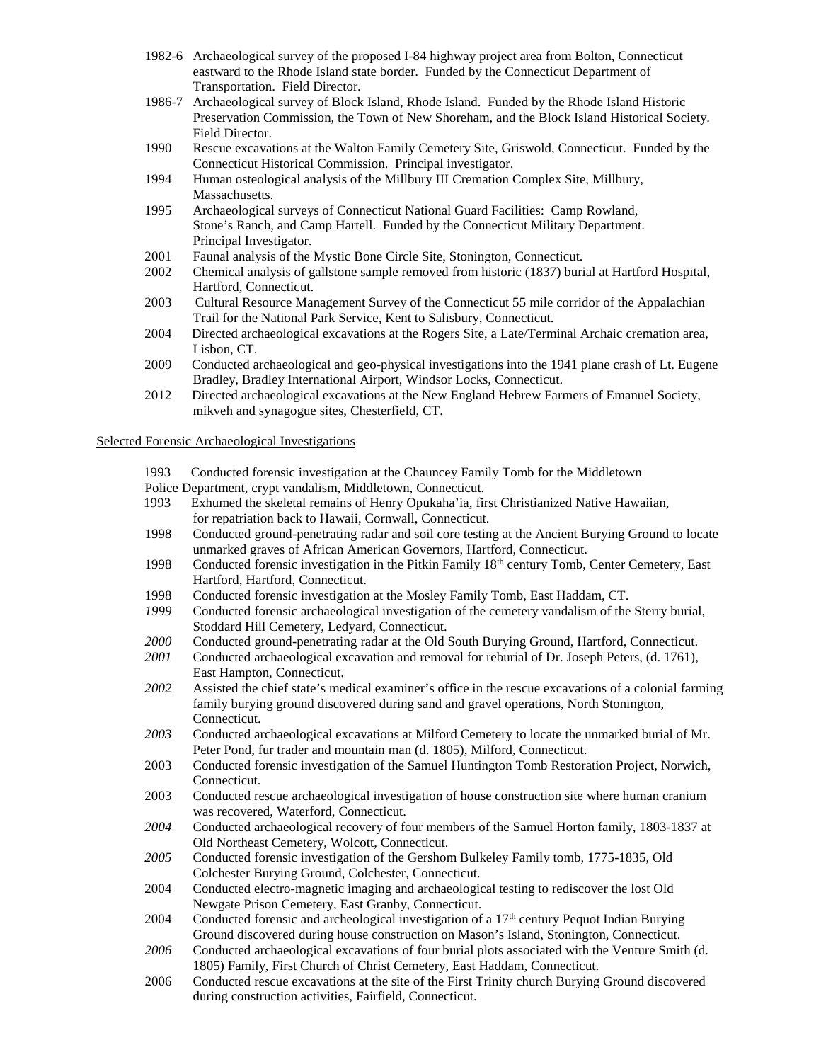1982-6 Archaeological survey of the proposed I-84 highway project area from Bolton, Connecticut eastward to the Rhode Island state border. Funded by the Connecticut Department of Transportation. Field Director.

1986-7 Archaeological survey of Block Island, Rhode Island. Funded by the Rhode Island Historic Preservation Commission, the Town of New Shoreham, and the Block Island Historical Society. Field Director.

1990 Rescue excavations at the Walton Family Cemetery Site, Griswold, Connecticut. Funded by the Connecticut Historical Commission. Principal investigator.

1994 Human osteological analysis of the Millbury III Cremation Complex Site, Millbury, Massachusetts.

1995 Archaeological surveys of Connecticut National Guard Facilities: Camp Rowland, Stone's Ranch, and Camp Hartell. Funded by the Connecticut Military Department. Principal Investigator.

2001 Faunal analysis of the Mystic Bone Circle Site, Stonington, Connecticut.

2002 Chemical analysis of gallstone sample removed from historic (1837) burial at Hartford Hospital, Hartford, Connecticut.

2003 Cultural Resource Management Survey of the Connecticut 55 mile corridor of the Appalachian Trail for the National Park Service, Kent to Salisbury, Connecticut.

2004 Directed archaeological excavations at the Rogers Site, a Late/Terminal Archaic cremation area, Lisbon, CT.

2009 Conducted archaeological and geo-physical investigations into the 1941 plane crash of Lt. Eugene Bradley, Bradley International Airport, Windsor Locks, Connecticut.

2012 Directed archaeological excavations at the New England Hebrew Farmers of Emanuel Society, mikveh and synagogue sites, Chesterfield, CT.

Selected Forensic Archaeological Investigations

1993 Conducted forensic investigation at the Chauncey Family Tomb for the Middletown Police Department, crypt vandalism, Middletown, Connecticut.

1993 Exhumed the skeletal remains of Henry Opukaha'ia, first Christianized Native Hawaiian, for repatriation back to Hawaii, Cornwall, Connecticut.

1998 Conducted ground-penetrating radar and soil core testing at the Ancient Burying Ground to locate unmarked graves of African American Governors, Hartford, Connecticut.

1998 Conducted forensic investigation in the Pitkin Family 18th century Tomb, Center Cemetery, East Hartford, Hartford, Connecticut.

1998 Conducted forensic investigation at the Mosley Family Tomb, East Haddam, CT.

*1999* Conducted forensic archaeological investigation of the cemetery vandalism of the Sterry burial, Stoddard Hill Cemetery, Ledyard, Connecticut.

*2000* Conducted ground-penetrating radar at the Old South Burying Ground, Hartford, Connecticut.

*2001* Conducted archaeological excavation and removal for reburial of Dr. Joseph Peters, (d. 1761), East Hampton, Connecticut.

*2002* Assisted the chief state's medical examiner's office in the rescue excavations of a colonial farming family burying ground discovered during sand and gravel operations, North Stonington, Connecticut.

*2003* Conducted archaeological excavations at Milford Cemetery to locate the unmarked burial of Mr. Peter Pond, fur trader and mountain man (d. 1805), Milford, Connecticut.

2003 Conducted forensic investigation of the Samuel Huntington Tomb Restoration Project, Norwich, Connecticut.

2003 Conducted rescue archaeological investigation of house construction site where human cranium was recovered, Waterford, Connecticut.

*2004* Conducted archaeological recovery of four members of the Samuel Horton family, 1803-1837 at Old Northeast Cemetery, Wolcott, Connecticut.

*2005* Conducted forensic investigation of the Gershom Bulkeley Family tomb, 1775-1835, Old Colchester Burying Ground, Colchester, Connecticut.

2004 Conducted electro-magnetic imaging and archaeological testing to rediscover the lost Old Newgate Prison Cemetery, East Granby, Connecticut.

2004 Conducted forensic and archeological investigation of a 17th century Pequot Indian Burying Ground discovered during house construction on Mason's Island, Stonington, Connecticut.

*2006* Conducted archaeological excavations of four burial plots associated with the Venture Smith (d. 1805) Family, First Church of Christ Cemetery, East Haddam, Connecticut.

2006 Conducted rescue excavations at the site of the First Trinity church Burying Ground discovered during construction activities, Fairfield, Connecticut.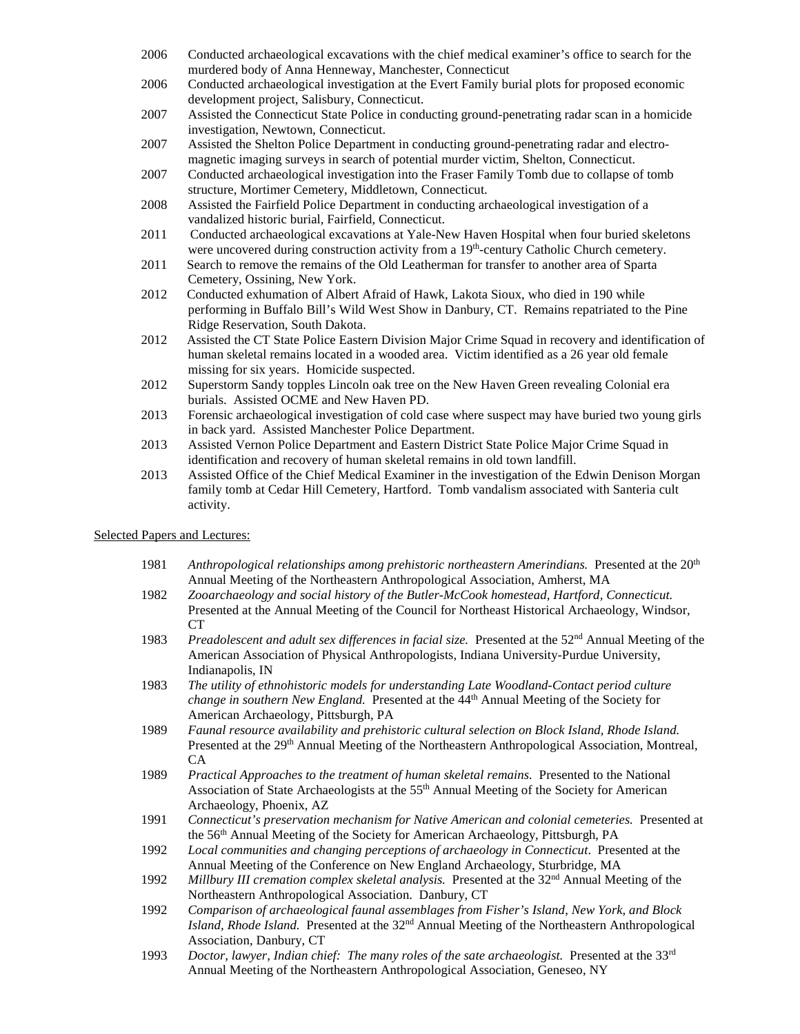2006 Conducted archaeological excavations with the chief medical examiner's office to search for the murdered body of Anna Henneway, Manchester, Connecticut

2006 Conducted archaeological investigation at the Evert Family burial plots for proposed economic development project, Salisbury, Connecticut.

2007 Assisted the Connecticut State Police in conducting ground-penetrating radar scan in a homicide investigation, Newtown, Connecticut.

2007 Assisted the Shelton Police Department in conducting ground-penetrating radar and electro-magnetic imaging surveys in search of potential murder victim, Shelton, Connecticut.

2007 Conducted archaeological investigation into the Fraser Family Tomb due to collapse of tomb structure, Mortimer Cemetery, Middletown, Connecticut.

2008 Assisted the Fairfield Police Department in conducting archaeological investigation of a vandalized historic burial, Fairfield, Connecticut.

2011 Conducted archaeological excavations at Yale-New Haven Hospital when four buried skeletons were uncovered during construction activity from a 19th-century Catholic Church cemetery.

2011 Search to remove the remains of the Old Leatherman for transfer to another area of Sparta Cemetery, Ossining, New York.

2012 Conducted exhumation of Albert Afraid of Hawk, Lakota Sioux, who died in 190 while performing in Buffalo Bill's Wild West Show in Danbury, CT. Remains repatriated to the Pine Ridge Reservation, South Dakota.

2012 Assisted the CT State Police Eastern Division Major Crime Squad in recovery and identification of human skeletal remains located in a wooded area. Victim identified as a 26 year old female missing for six years. Homicide suspected.

2012 Superstorm Sandy topples Lincoln oak tree on the New Haven Green revealing Colonial era burials. Assisted OCME and New Haven PD.

2013 Forensic archaeological investigation of cold case where suspect may have buried two young girls in back yard. Assisted Manchester Police Department.

2013 Assisted Vernon Police Department and Eastern District State Police Major Crime Squad in identification and recovery of human skeletal remains in old town landfill.

2013 Assisted Office of the Chief Medical Examiner in the investigation of the Edwin Denison Morgan family tomb at Cedar Hill Cemetery, Hartford. Tomb vandalism associated with Santeria cult activity.

Selected Papers and Lectures:

1981 *Anthropological relationships among prehistoric northeastern Amerindians.* Presented at the 20th Annual Meeting of the Northeastern Anthropological Association, Amherst, MA

1982 *Zooarchaeology and social history of the Butler-McCook homestead, Hartford, Connecticut.* Presented at the Annual Meeting of the Council for Northeast Historical Archaeology, Windsor, CT

1983 *Preadolescent and adult sex differences in facial size.* Presented at the 52nd Annual Meeting of the American Association of Physical Anthropologists, Indiana University-Purdue University, Indianapolis, IN

1983 *The utility of ethnohistoric models for understanding Late Woodland-Contact period culture change in southern New England.* Presented at the 44th Annual Meeting of the Society for American Archaeology, Pittsburgh, PA

1989 *Faunal resource availability and prehistoric cultural selection on Block Island, Rhode Island.* Presented at the 29th Annual Meeting of the Northeastern Anthropological Association, Montreal, CA

1989 *Practical Approaches to the treatment of human skeletal remains.* Presented to the National Association of State Archaeologists at the 55th Annual Meeting of the Society for American Archaeology, Phoenix, AZ

1991 *Connecticut's preservation mechanism for Native American and colonial cemeteries.* Presented at the 56th Annual Meeting of the Society for American Archaeology, Pittsburgh, PA

1992 *Local communities and changing perceptions of archaeology in Connecticut*. Presented at the Annual Meeting of the Conference on New England Archaeology, Sturbridge, MA

1992 *Millbury III cremation complex skeletal analysis.* Presented at the 32nd Annual Meeting of the Northeastern Anthropological Association. Danbury, CT

1992 *Comparison of archaeological faunal assemblages from Fisher's Island, New York, and Block Island, Rhode Island.* Presented at the 32nd Annual Meeting of the Northeastern Anthropological Association, Danbury, CT

1993 *Doctor, lawyer, Indian chief: The many roles of the sate archaeologist.* Presented at the 33rd Annual Meeting of the Northeastern Anthropological Association, Geneseo, NY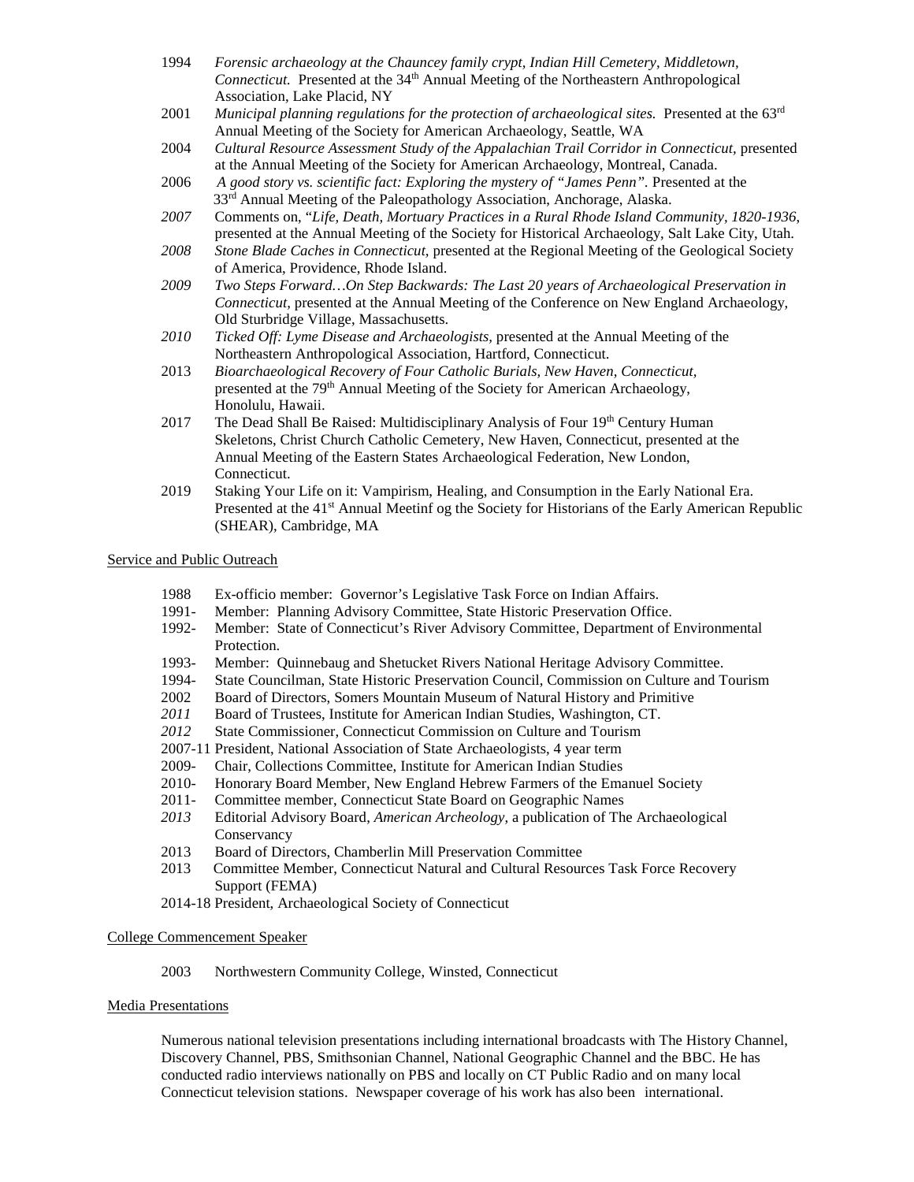1994 *Forensic archaeology at the Chauncey family crypt, Indian Hill Cemetery, Middletown, Connecticut.* Presented at the 34th Annual Meeting of the Northeastern Anthropological Association, Lake Placid, NY

2001 *Municipal planning regulations for the protection of archaeological sites.* Presented at the 63rd Annual Meeting of the Society for American Archaeology, Seattle, WA

2004 *Cultural Resource Assessment Study of the Appalachian Trail Corridor in Connecticut*, presented at the Annual Meeting of the Society for American Archaeology, Montreal, Canada.

2006 *A good story vs. scientific fact: Exploring the mystery of "James Penn".* Presented at the 33rd Annual Meeting of the Paleopathology Association, Anchorage, Alaska.

*2007* Comments on, "*Life, Death, Mortuary Practices in a Rural Rhode Island Community, 1820-1936*, presented at the Annual Meeting of the Society for Historical Archaeology, Salt Lake City, Utah.

*2008* *Stone Blade Caches in Connecticut*, presented at the Regional Meeting of the Geological Society of America, Providence, Rhode Island.

*2009* *Two Steps Forward…On Step Backwards: The Last 20 years of Archaeological Preservation in Connecticut*, presented at the Annual Meeting of the Conference on New England Archaeology, Old Sturbridge Village, Massachusetts.

*2010* *Ticked Off: Lyme Disease and Archaeologists*, presented at the Annual Meeting of the Northeastern Anthropological Association, Hartford, Connecticut.

2013 *Bioarchaeological Recovery of Four Catholic Burials, New Haven, Connecticut*, presented at the 79th Annual Meeting of the Society for American Archaeology, Honolulu, Hawaii.

2017 The Dead Shall Be Raised: Multidisciplinary Analysis of Four 19th Century Human Skeletons, Christ Church Catholic Cemetery, New Haven, Connecticut, presented at the Annual Meeting of the Eastern States Archaeological Federation, New London, Connecticut.

2019 Staking Your Life on it: Vampirism, Healing, and Consumption in the Early National Era. Presented at the 41st Annual Meetinf og the Society for Historians of the Early American Republic (SHEAR), Cambridge, MA

## Service and Public Outreach

1988 Ex-officio member: Governor's Legislative Task Force on Indian Affairs.
1991- Member: Planning Advisory Committee, State Historic Preservation Office.
1992- Member: State of Connecticut's River Advisory Committee, Department of Environmental Protection.
1993- Member: Quinnebaug and Shetucket Rivers National Heritage Advisory Committee.
1994- State Councilman, State Historic Preservation Council, Commission on Culture and Tourism
2002 Board of Directors, Somers Mountain Museum of Natural History and Primitive
*2011* Board of Trustees, Institute for American Indian Studies, Washington, CT.
*2012* State Commissioner, Connecticut Commission on Culture and Tourism
2007-11 President, National Association of State Archaeologists, 4 year term
2009- Chair, Collections Committee, Institute for American Indian Studies
2010- Honorary Board Member, New England Hebrew Farmers of the Emanuel Society
2011- Committee member, Connecticut State Board on Geographic Names
*2013* Editorial Advisory Board, *American Archeology*, a publication of The Archaeological Conservancy
2013 Board of Directors, Chamberlin Mill Preservation Committee
2013 Committee Member, Connecticut Natural and Cultural Resources Task Force Recovery Support (FEMA)
2014-18 President, Archaeological Society of Connecticut

## College Commencement Speaker

2003 Northwestern Community College, Winsted, Connecticut

## Media Presentations

Numerous national television presentations including international broadcasts with The History Channel, Discovery Channel, PBS, Smithsonian Channel, National Geographic Channel and the BBC. He has conducted radio interviews nationally on PBS and locally on CT Public Radio and on many local Connecticut television stations. Newspaper coverage of his work has also been international.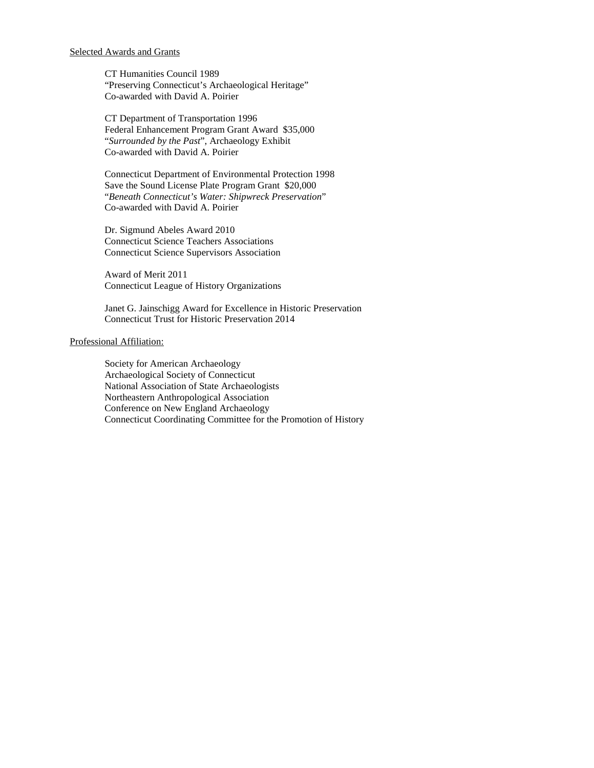Selected Awards and Grants

CT Humanities Council 1989
"Preserving Connecticut's Archaeological Heritage"
Co-awarded with David A. Poirier

CT Department of Transportation 1996
Federal Enhancement Program Grant Award $35,000
"*Surrounded by the Past*", Archaeology Exhibit
Co-awarded with David A. Poirier

Connecticut Department of Environmental Protection 1998
Save the Sound License Plate Program Grant $20,000
"*Beneath Connecticut's Water: Shipwreck Preservation*"
Co-awarded with David A. Poirier

Dr. Sigmund Abeles Award 2010
Connecticut Science Teachers Associations
Connecticut Science Supervisors Association

Award of Merit 2011
Connecticut League of History Organizations

Janet G. Jainschigg Award for Excellence in Historic Preservation
Connecticut Trust for Historic Preservation 2014

Professional Affiliation:

Society for American Archaeology
Archaeological Society of Connecticut
National Association of State Archaeologists
Northeastern Anthropological Association
Conference on New England Archaeology
Connecticut Coordinating Committee for the Promotion of History